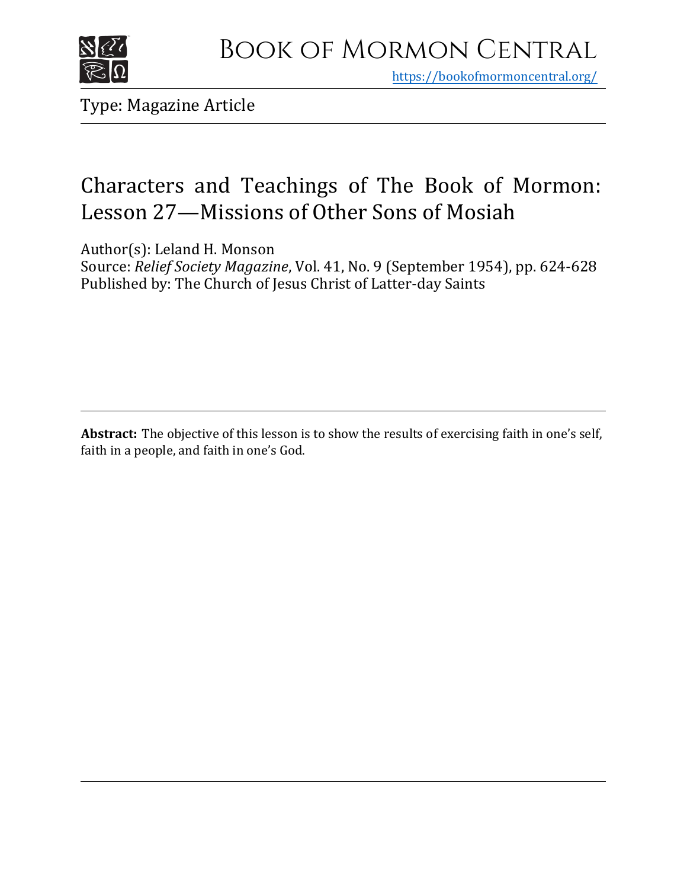# Book of Mormon Central

https://bookofmormoncentral.org/

Type: Magazine Article

## Characters and Teachings of The Book of Mormon: Lesson 27—Missions of Other Sons of Mosiah

Author(s): Leland H. Monson
Source: *Relief Society Magazine*, Vol. 41, No. 9 (September 1954), pp. 624-628
Published by: The Church of Jesus Christ of Latter-day Saints

**Abstract:** The objective of this lesson is to show the results of exercising faith in one's self, faith in a people, and faith in one's God.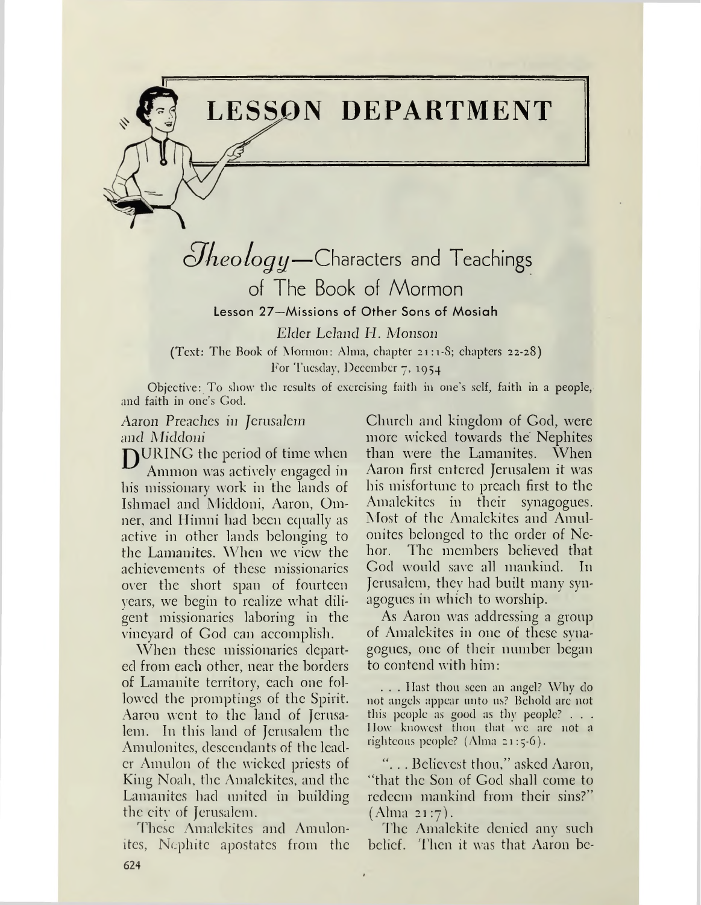# LESSON DEPARTMENT

## *Theology*—Characters and Teachings of The Book of Mormon

### Lesson 27—Missions of Other Sons of Mosiah

*Elder Leland H. Monson*

(Text: The Book of Mormon: Alma, chapter 21:1-8; chapters 22-28)

For Tuesday, December 7, 1954

Objective: To show the results of exercising faith in one's self, faith in a people, and faith in one's God.

*Aaron Preaches in Jerusalem and Middoni*

DURING the period of time when Ammon was actively engaged in his missionary work in the lands of Ishmael and Middoni, Aaron, Omner, and Himni had been equally as active in other lands belonging to the Lamanites. When we view the achievements of these missionaries over the short span of fourteen years, we begin to realize what diligent missionaries laboring in the vineyard of God can accomplish.

When these missionaries departed from each other, near the borders of Lamanite territory, each one followed the promptings of the Spirit. Aaron went to the land of Jerusalem. In this land of Jerusalem the Amulonites, descendants of the leader Amulon of the wicked priests of King Noah, the Amalekites, and the Lamanites had united in building the city of Jerusalem.

These Amalekites and Amulonites, Nephite apostates from the Church and kingdom of God, were more wicked towards the Nephites than were the Lamanites. When Aaron first entered Jerusalem it was his misfortune to preach first to the Amalekites in their synagogues. Most of the Amalekites and Amulonites belonged to the order of Nehor. The members believed that God would save all mankind. In Jerusalem, they had built many synagogues in which to worship.

As Aaron was addressing a group of Amalekites in one of these synagogues, one of their number began to contend with him:

> . . . Hast thou seen an angel? Why do not angels appear unto us? Behold are not this people as good as thy people? . . . How knowest thou that we are not a righteous people? (Alma 21:5-6).

". . . Believest thou," asked Aaron, "that the Son of God shall come to redeem mankind from their sins?" (Alma 21:7).

The Amalekite denied any such belief. Then it was that Aaron be-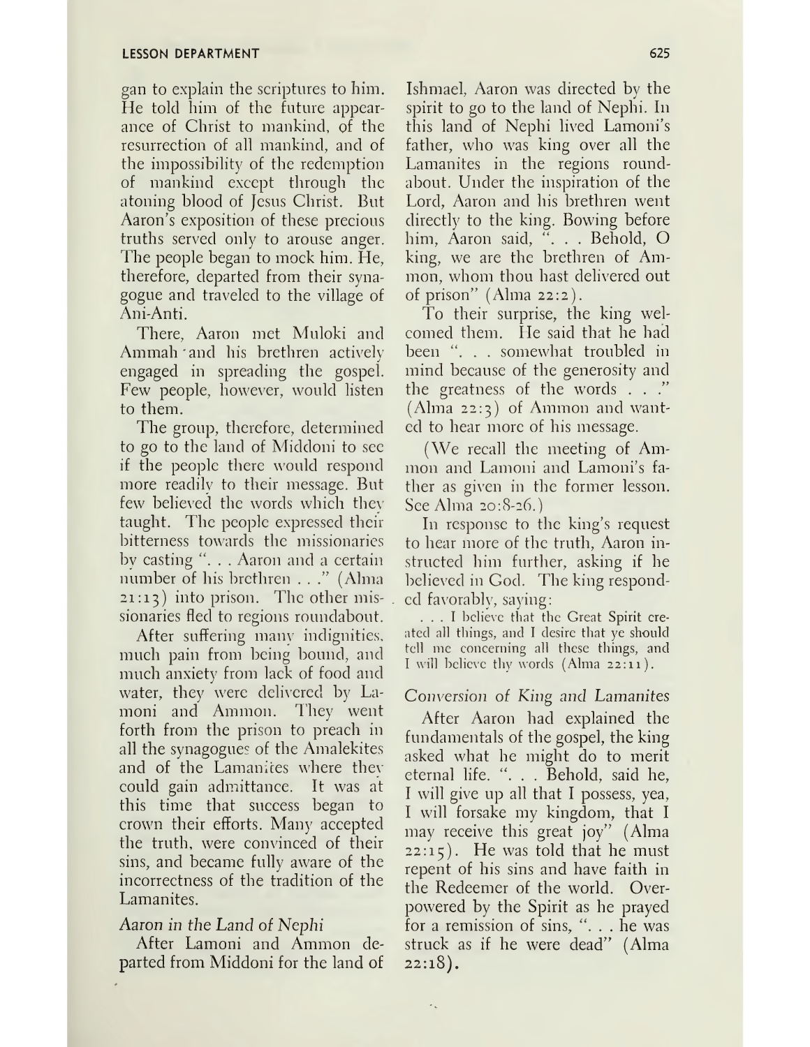gan to explain the scriptures to him. He told him of the future appearance of Christ to mankind, of the resurrection of all mankind, and of the impossibility of the redemption of mankind except through the atoning blood of Jesus Christ. But Aaron's exposition of these precious truths served only to arouse anger. The people began to mock him. He, therefore, departed from their synagogue and traveled to the village of Ani-Anti.

There, Aaron met Muloki and Ammah and his brethren actively engaged in spreading the gospel. Few people, however, would listen to them.

The group, therefore, determined to go to the land of Middoni to see if the people there would respond more readily to their message. But few believed the words which they taught. The people expressed their bitterness towards the missionaries by casting ". . . Aaron and a certain number of his brethren . . ." (Alma 21:13) into prison. The other missionaries fled to regions roundabout.

After suffering many indignities, much pain from being bound, and much anxiety from lack of food and water, they were delivered by Lamoni and Ammon. They went forth from the prison to preach in all the synagogues of the Amalekites and of the Lamanites where they could gain admittance. It was at this time that success began to crown their efforts. Many accepted the truth, were convinced of their sins, and became fully aware of the incorrectness of the tradition of the Lamanites.

*Aaron in the Land of Nephi*

After Lamoni and Ammon departed from Middoni for the land of Ishmael, Aaron was directed by the spirit to go to the land of Nephi. In this land of Nephi lived Lamoni's father, who was king over all the Lamanites in the regions roundabout. Under the inspiration of the Lord, Aaron and his brethren went directly to the king. Bowing before him, Aaron said, ". . . Behold, O king, we are the brethren of Ammon, whom thou hast delivered out of prison" (Alma 22:2).

To their surprise, the king welcomed them. He said that he had been ". . . somewhat troubled in mind because of the generosity and the greatness of the words . . ." (Alma 22:3) of Ammon and wanted to hear more of his message.

(We recall the meeting of Ammon and Lamoni and Lamoni's father as given in the former lesson. See Alma 20:8-26.)

In response to the king's request to hear more of the truth, Aaron instructed him further, asking if he believed in God. The king responded favorably, saying:

> . . . I believe that the Great Spirit created all things, and I desire that ye should tell me concerning all these things, and I will believe thy words (Alma 22:11).

*Conversion of King and Lamanites*

After Aaron had explained the fundamentals of the gospel, the king asked what he might do to merit eternal life. ". . . Behold, said he, I will give up all that I possess, yea, I will forsake my kingdom, that I may receive this great joy" (Alma 22:15). He was told that he must repent of his sins and have faith in the Redeemer of the world. Overpowered by the Spirit as he prayed for a remission of sins, ". . . he was struck as if he were dead" (Alma 22:18).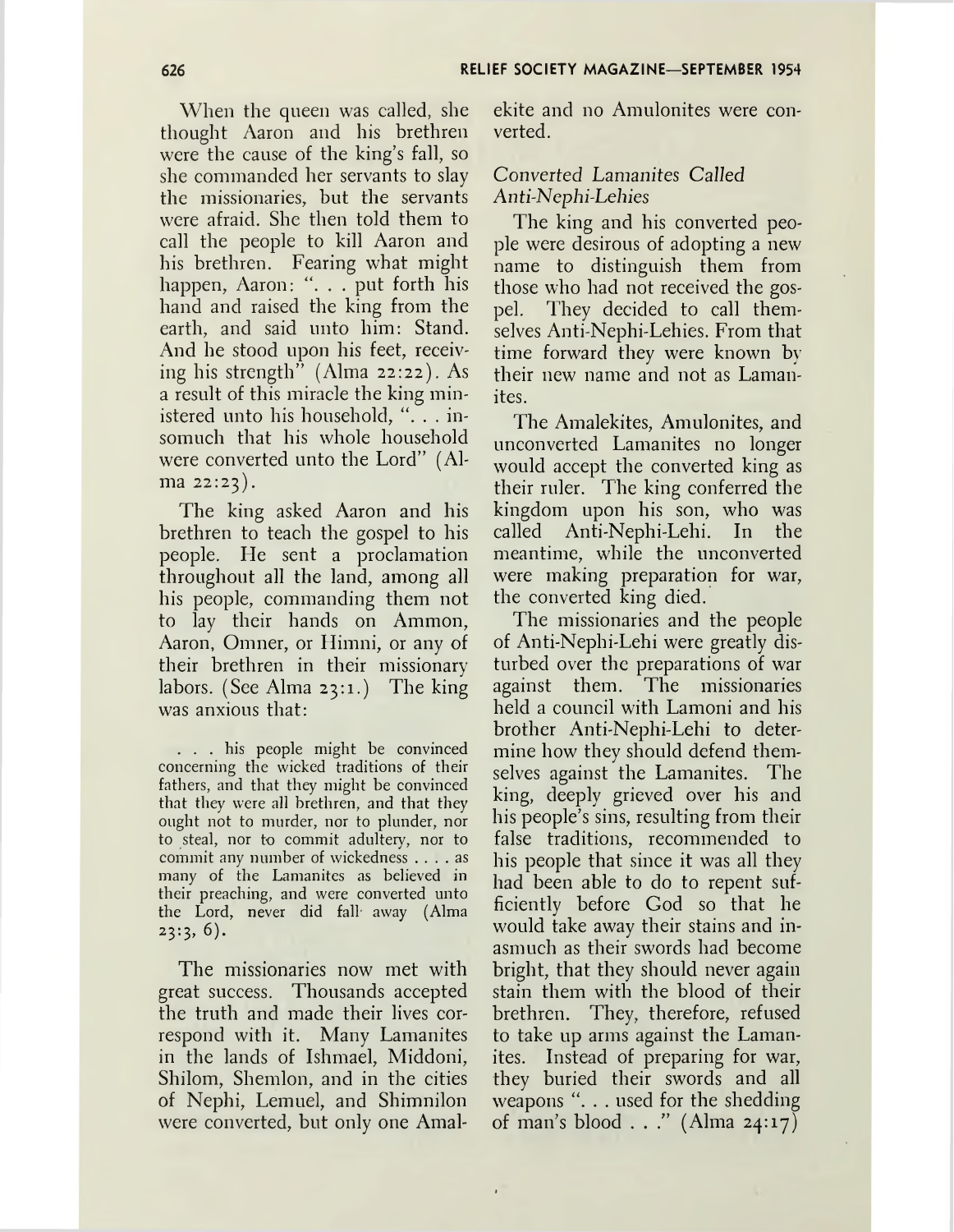When the queen was called, she thought Aaron and his brethren were the cause of the king's fall, so she commanded her servants to slay the missionaries, but the servants were afraid. She then told them to call the people to kill Aaron and his brethren. Fearing what might happen, Aaron: ". . . put forth his hand and raised the king from the earth, and said unto him: Stand. And he stood upon his feet, receiving his strength" (Alma 22:22). As a result of this miracle the king ministered unto his household, ". . . insomuch that his whole household were converted unto the Lord" (Alma 22:23).

The king asked Aaron and his brethren to teach the gospel to his people. He sent a proclamation throughout all the land, among all his people, commanding them not to lay their hands on Ammon, Aaron, Omner, or Himni, or any of their brethren in their missionary labors. (See Alma 23:1.) The king was anxious that:

> . . . his people might be convinced concerning the wicked traditions of their fathers, and that they might be convinced that they were all brethren, and that they ought not to murder, nor to plunder, nor to steal, nor to commit adultery, nor to commit any number of wickedness . . . . as many of the Lamanites as believed in their preaching, and were converted unto the Lord, never did fall away (Alma 23:3, 6).

The missionaries now met with great success. Thousands accepted the truth and made their lives correspond with it. Many Lamanites in the lands of Ishmael, Middoni, Shilom, Shemlon, and in the cities of Nephi, Lemuel, and Shimnilon were converted, but only one Amalekite and no Amulonites were converted.

*Converted Lamanites Called Anti-Nephi-Lehies*

The king and his converted people were desirous of adopting a new name to distinguish them from those who had not received the gospel. They decided to call themselves Anti-Nephi-Lehies. From that time forward they were known by their new name and not as Lamanites.

The Amalekites, Amulonites, and unconverted Lamanites no longer would accept the converted king as their ruler. The king conferred the kingdom upon his son, who was called Anti-Nephi-Lehi. In the meantime, while the unconverted were making preparation for war, the converted king died.

The missionaries and the people of Anti-Nephi-Lehi were greatly disturbed over the preparations of war against them. The missionaries held a council with Lamoni and his brother Anti-Nephi-Lehi to determine how they should defend themselves against the Lamanites. The king, deeply grieved over his and his people's sins, resulting from their false traditions, recommended to his people that since it was all they had been able to do to repent sufficiently before God so that he would take away their stains and inasmuch as their swords had become bright, that they should never again stain them with the blood of their brethren. They, therefore, refused to take up arms against the Lamanites. Instead of preparing for war, they buried their swords and all weapons ". . . used for the shedding of man's blood . . ." (Alma 24:17)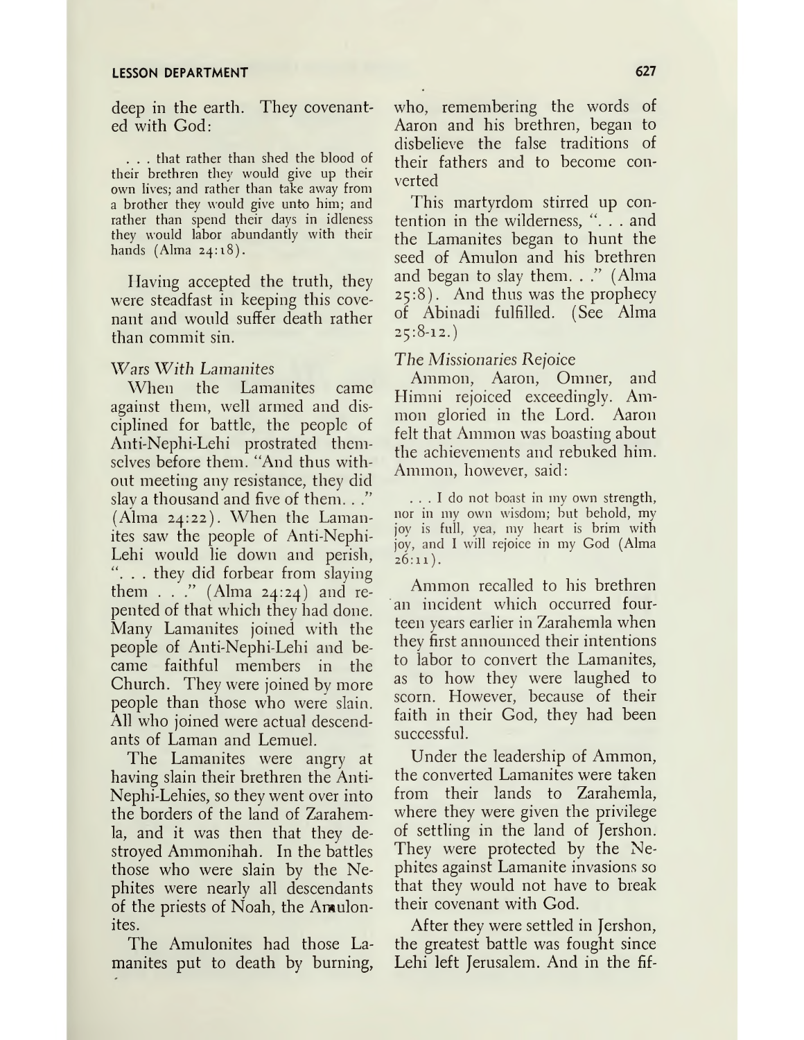deep in the earth. They covenanted with God:

> . . . that rather than shed the blood of their brethren they would give up their own lives; and rather than take away from a brother they would give unto him; and rather than spend their days in idleness they would labor abundantly with their hands (Alma 24:18).

Having accepted the truth, they were steadfast in keeping this covenant and would suffer death rather than commit sin.

*Wars With Lamanites*

When the Lamanites came against them, well armed and disciplined for battle, the people of Anti-Nephi-Lehi prostrated themselves before them. "And thus without meeting any resistance, they did slay a thousand and five of them. . ." (Alma 24:22). When the Lamanites saw the people of Anti-Nephi-Lehi would lie down and perish, ". . . they did forbear from slaying them . . ." (Alma 24:24) and repented of that which they had done. Many Lamanites joined with the people of Anti-Nephi-Lehi and became faithful members in the Church. They were joined by more people than those who were slain. All who joined were actual descendants of Laman and Lemuel.

The Lamanites were angry at having slain their brethren the Anti-Nephi-Lehies, so they went over into the borders of the land of Zarahemla, and it was then that they destroyed Ammonihah. In the battles those who were slain by the Nephites were nearly all descendants of the priests of Noah, the Amulonites.

The Amulonites had those Lamanites put to death by burning, who, remembering the words of Aaron and his brethren, began to disbelieve the false traditions of their fathers and to become converted

This martyrdom stirred up contention in the wilderness, ". . . and the Lamanites began to hunt the seed of Amulon and his brethren and began to slay them. . ." (Alma 25:8). And thus was the prophecy of Abinadi fulfilled. (See Alma 25:8-12.)

*The Missionaries Rejoice*

Ammon, Aaron, Omner, and Himni rejoiced exceedingly. Ammon gloried in the Lord. Aaron felt that Ammon was boasting about the achievements and rebuked him. Ammon, however, said:

> . . . I do not boast in my own strength, nor in my own wisdom; but behold, my joy is full, yea, my heart is brim with joy, and I will rejoice in my God (Alma 26:11).

Ammon recalled to his brethren an incident which occurred fourteen years earlier in Zarahemla when they first announced their intentions to labor to convert the Lamanites, as to how they were laughed to scorn. However, because of their faith in their God, they had been successful.

Under the leadership of Ammon, the converted Lamanites were taken from their lands to Zarahemla, where they were given the privilege of settling in the land of Jershon. They were protected by the Nephites against Lamanite invasions so that they would not have to break their covenant with God.

After they were settled in Jershon, the greatest battle was fought since Lehi left Jerusalem. And in the fif-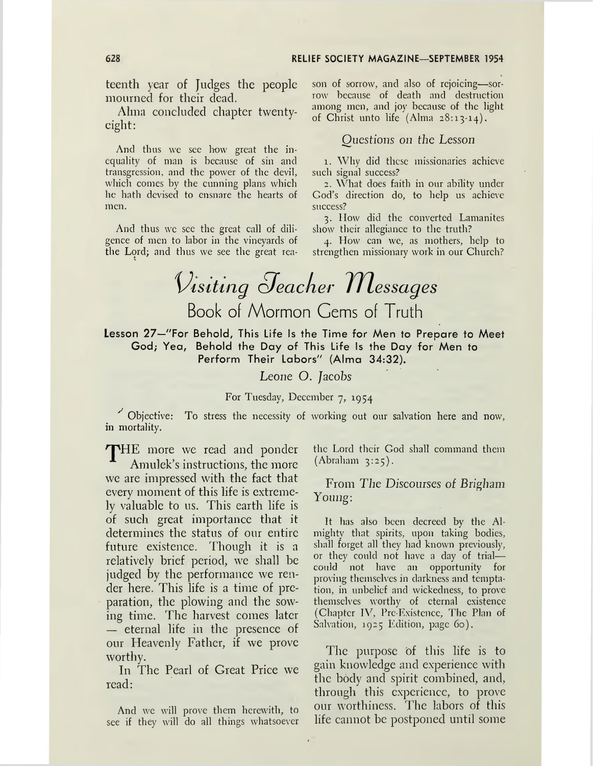teenth year of Judges the people mourned for their dead.

Alma concluded chapter twenty-eight:

> And thus we see how great the inequality of man is because of sin and transgression, and the power of the devil, which comes by the cunning plans which he hath devised to ensnare the hearts of men.
>
> And thus we see the great call of diligence of men to labor in the vineyards of the Lord; and thus we see the great reason of sorrow, and also of rejoicing—sorrow because of death and destruction among men, and joy because of the light of Christ unto life (Alma 28:13-14).

### *Questions on the Lesson*

1. Why did these missionaries achieve such signal success?
2. What does faith in our ability under God's direction do, to help us achieve success?
3. How did the converted Lamanites show their allegiance to the truth?
4. How can we, as mothers, help to strengthen missionary work in our Church?

# *Visiting Teacher Messages*

## Book of Mormon Gems of Truth

### Lesson 27—"For Behold, This Life Is the Time for Men to Prepare to Meet God; Yea, Behold the Day of This Life Is the Day for Men to Perform Their Labors" (Alma 34:32).

*Leone O. Jacobs*

For Tuesday, December 7, 1954

Objective: To stress the necessity of working out our salvation here and now, in mortality.

THE more we read and ponder Amulek's instructions, the more we are impressed with the fact that every moment of this life is extremely valuable to us. This earth life is of such great importance that it determines the status of our entire future existence. Though it is a relatively brief period, we shall be judged by the performance we render here. This life is a time of preparation, the plowing and the sowing time. The harvest comes later — eternal life in the presence of our Heavenly Father, if we prove worthy.

In The Pearl of Great Price we read:

> And we will prove them herewith, to see if they will do all things whatsoever the Lord their God shall command them (Abraham 3:25).

From *The Discourses of Brigham Young*:

> It has also been decreed by the Almighty that spirits, upon taking bodies, shall forget all they had known previously, or they could not have a day of trial—could not have an opportunity for proving themselves in darkness and temptation, in unbelief and wickedness, to prove themselves worthy of eternal existence (Chapter IV, Pre-Existence, The Plan of Salvation, 1925 Edition, page 60).

The purpose of this life is to gain knowledge and experience with the body and spirit combined, and, through this experience, to prove our worthiness. The labors of this life cannot be postponed until some